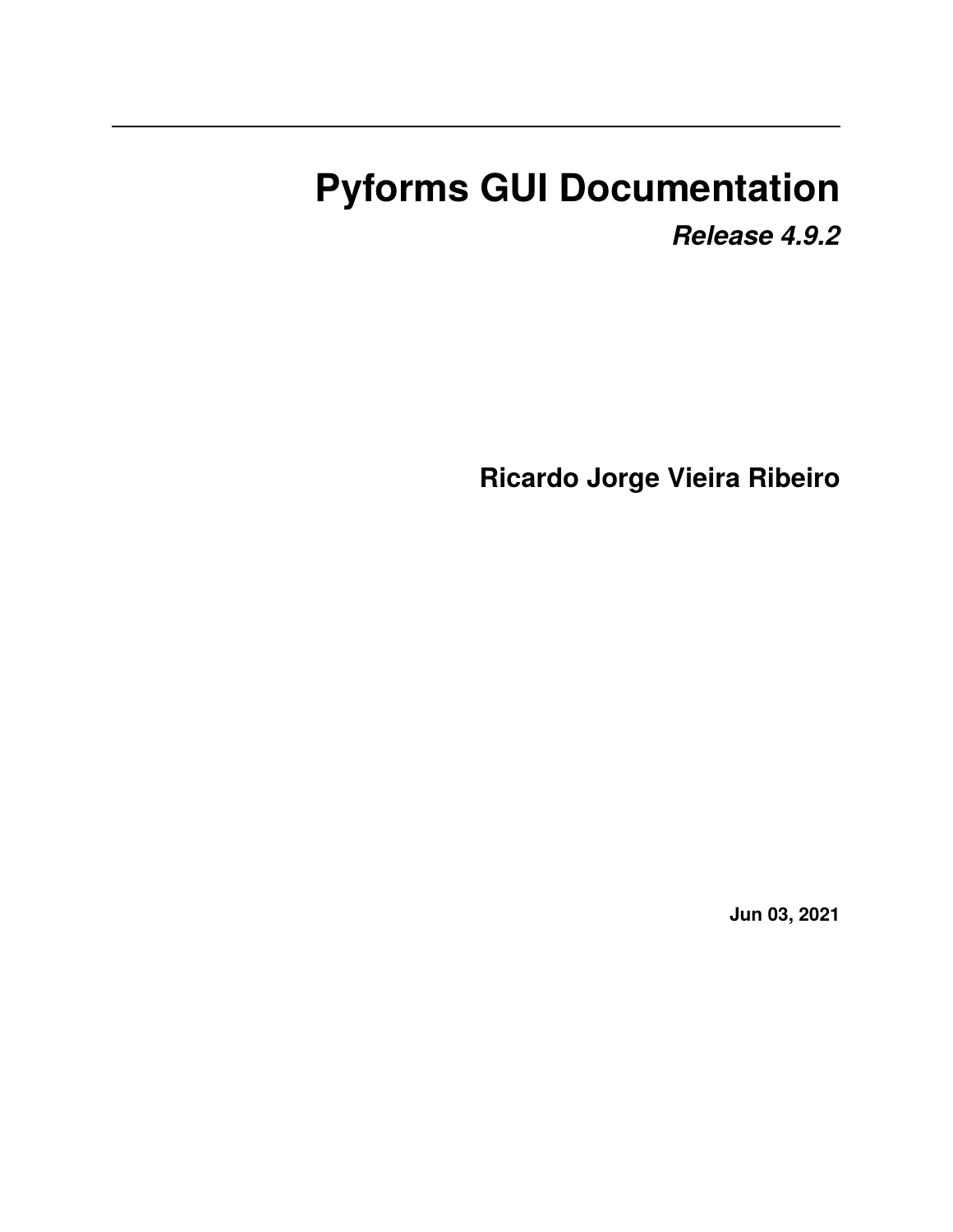# Pyforms GUI Documentation

***Release 4.9.2***

**Ricardo Jorge Vieira Ribeiro**

**Jun 03, 2021**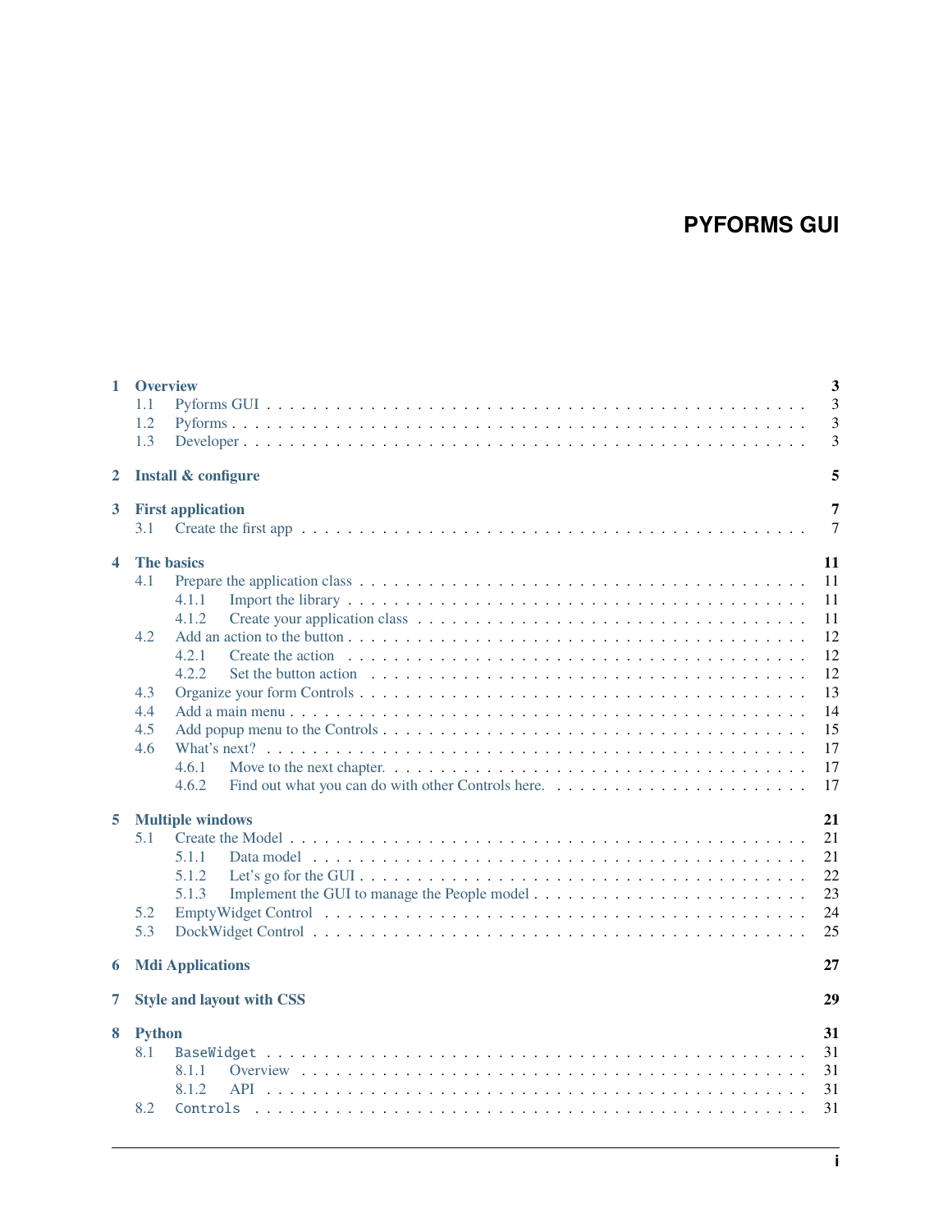# PYFORMS GUI

| | | |
|---|---|---|
| **1** | **Overview** | **3** |
| 1.1 | Pyforms GUI | 3 |
| 1.2 | Pyforms | 3 |
| 1.3 | Developer | 3 |
| **2** | **Install & configure** | **5** |
| **3** | **First application** | **7** |
| 3.1 | Create the first app | 7 |
| **4** | **The basics** | **11** |
| 4.1 | Prepare the application class | 11 |
| 4.1.1 | Import the library | 11 |
| 4.1.2 | Create your application class | 11 |
| 4.2 | Add an action to the button | 12 |
| 4.2.1 | Create the action | 12 |
| 4.2.2 | Set the button action | 12 |
| 4.3 | Organize your form Controls | 13 |
| 4.4 | Add a main menu | 14 |
| 4.5 | Add popup menu to the Controls | 15 |
| 4.6 | What's next? | 17 |
| 4.6.1 | Move to the next chapter. | 17 |
| 4.6.2 | Find out what you can do with other Controls here. | 17 |
| **5** | **Multiple windows** | **21** |
| 5.1 | Create the Model | 21 |
| 5.1.1 | Data model | 21 |
| 5.1.2 | Let's go for the GUI | 22 |
| 5.1.3 | Implement the GUI to manage the People model | 23 |
| 5.2 | EmptyWidget Control | 24 |
| 5.3 | DockWidget Control | 25 |
| **6** | **Mdi Applications** | **27** |
| **7** | **Style and layout with CSS** | **29** |
| **8** | **Python** | **31** |
| 8.1 | `BaseWidget` | 31 |
| 8.1.1 | Overview | 31 |
| 8.1.2 | API | 31 |
| 8.2 | `Controls` | 31 |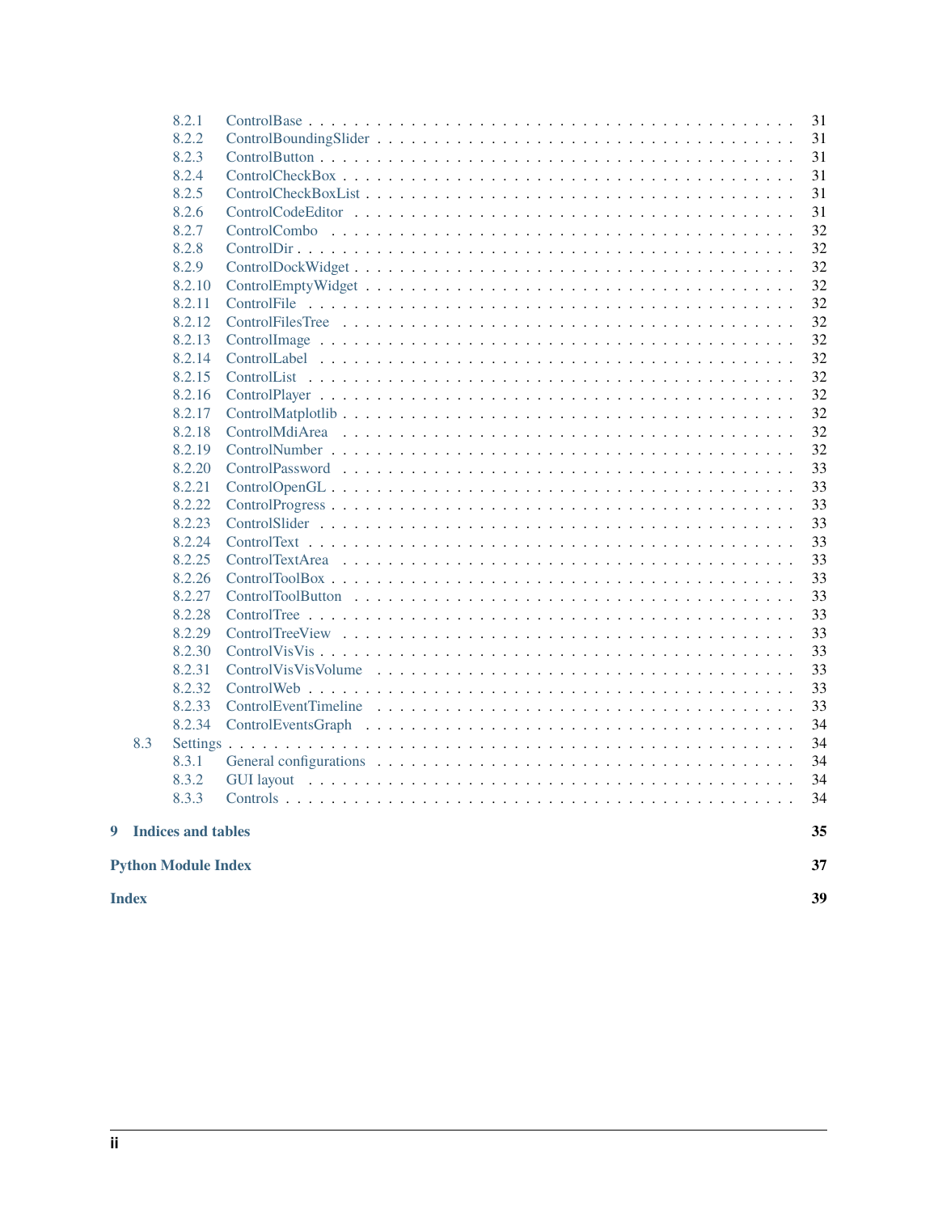- 8.2.1 ControlBase . . . 31
- 8.2.2 ControlBoundingSlider . . . 31
- 8.2.3 ControlButton . . . 31
- 8.2.4 ControlCheckBox . . . 31
- 8.2.5 ControlCheckBoxList . . . 31
- 8.2.6 ControlCodeEditor . . . 31
- 8.2.7 ControlCombo . . . 32
- 8.2.8 ControlDir . . . 32
- 8.2.9 ControlDockWidget . . . 32
- 8.2.10 ControlEmptyWidget . . . 32
- 8.2.11 ControlFile . . . 32
- 8.2.12 ControlFilesTree . . . 32
- 8.2.13 ControlImage . . . 32
- 8.2.14 ControlLabel . . . 32
- 8.2.15 ControlList . . . 32
- 8.2.16 ControlPlayer . . . 32
- 8.2.17 ControlMatplotlib . . . 32
- 8.2.18 ControlMdiArea . . . 32
- 8.2.19 ControlNumber . . . 32
- 8.2.20 ControlPassword . . . 33
- 8.2.21 ControlOpenGL . . . 33
- 8.2.22 ControlProgress . . . 33
- 8.2.23 ControlSlider . . . 33
- 8.2.24 ControlText . . . 33
- 8.2.25 ControlTextArea . . . 33
- 8.2.26 ControlToolBox . . . 33
- 8.2.27 ControlToolButton . . . 33
- 8.2.28 ControlTree . . . 33
- 8.2.29 ControlTreeView . . . 33
- 8.2.30 ControlVisVis . . . 33
- 8.2.31 ControlVisVisVolume . . . 33
- 8.2.32 ControlWeb . . . 33
- 8.2.33 ControlEventTimeline . . . 33
- 8.2.34 ControlEventsGraph . . . 34
- 8.3 Settings . . . 34
  - 8.3.1 General configurations . . . 34
  - 8.3.2 GUI layout . . . 34
  - 8.3.3 Controls . . . 34

**9 Indices and tables** . . . **35**

**Python Module Index** . . . **37**

**Index** . . . **39**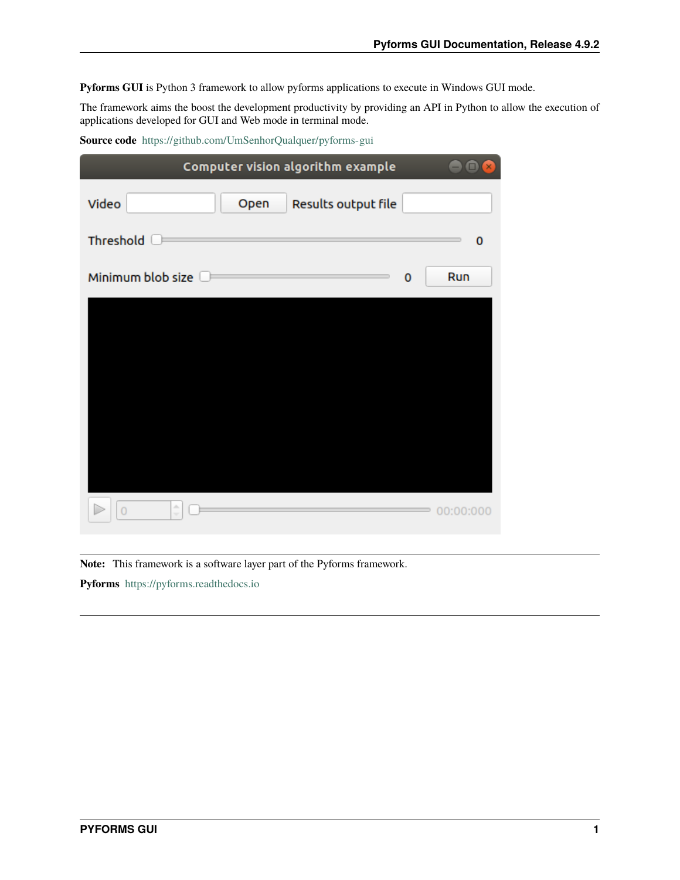**Pyforms GUI** is Python 3 framework to allow pyforms applications to execute in Windows GUI mode.

The framework aims the boost the development productivity by providing an API in Python to allow the execution of applications developed for GUI and Web mode in terminal mode.

**Source code** https://github.com/UmSenhorQualquer/pyforms-gui

**Note:** This framework is a software layer part of the Pyforms framework.

**Pyforms** https://pyforms.readthedocs.io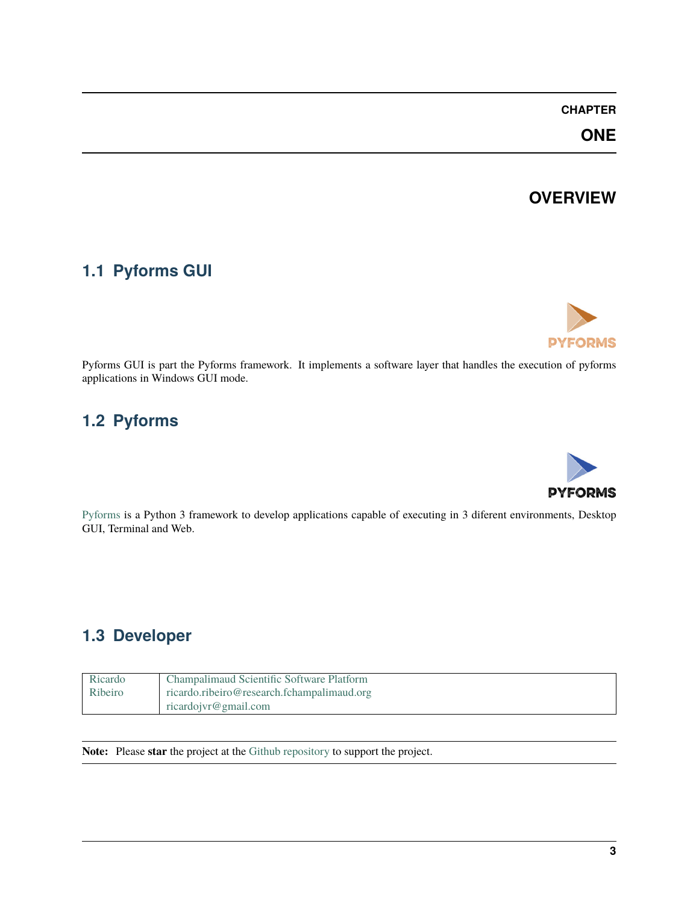# CHAPTER ONE

# OVERVIEW

## 1.1 Pyforms GUI

Pyforms GUI is part the Pyforms framework. It implements a software layer that handles the execution of pyforms applications in Windows GUI mode.

## 1.2 Pyforms

Pyforms is a Python 3 framework to develop applications capable of executing in 3 diferent environments, Desktop GUI, Terminal and Web.

## 1.3 Developer

| Ricardo Ribeiro | Champalimaud Scientific Software Platform<br>ricardo.ribeiro@research.fchampalimaud.org<br>ricardojvr@gmail.com |
|---|---|

**Note:** Please **star** the project at the Github repository to support the project.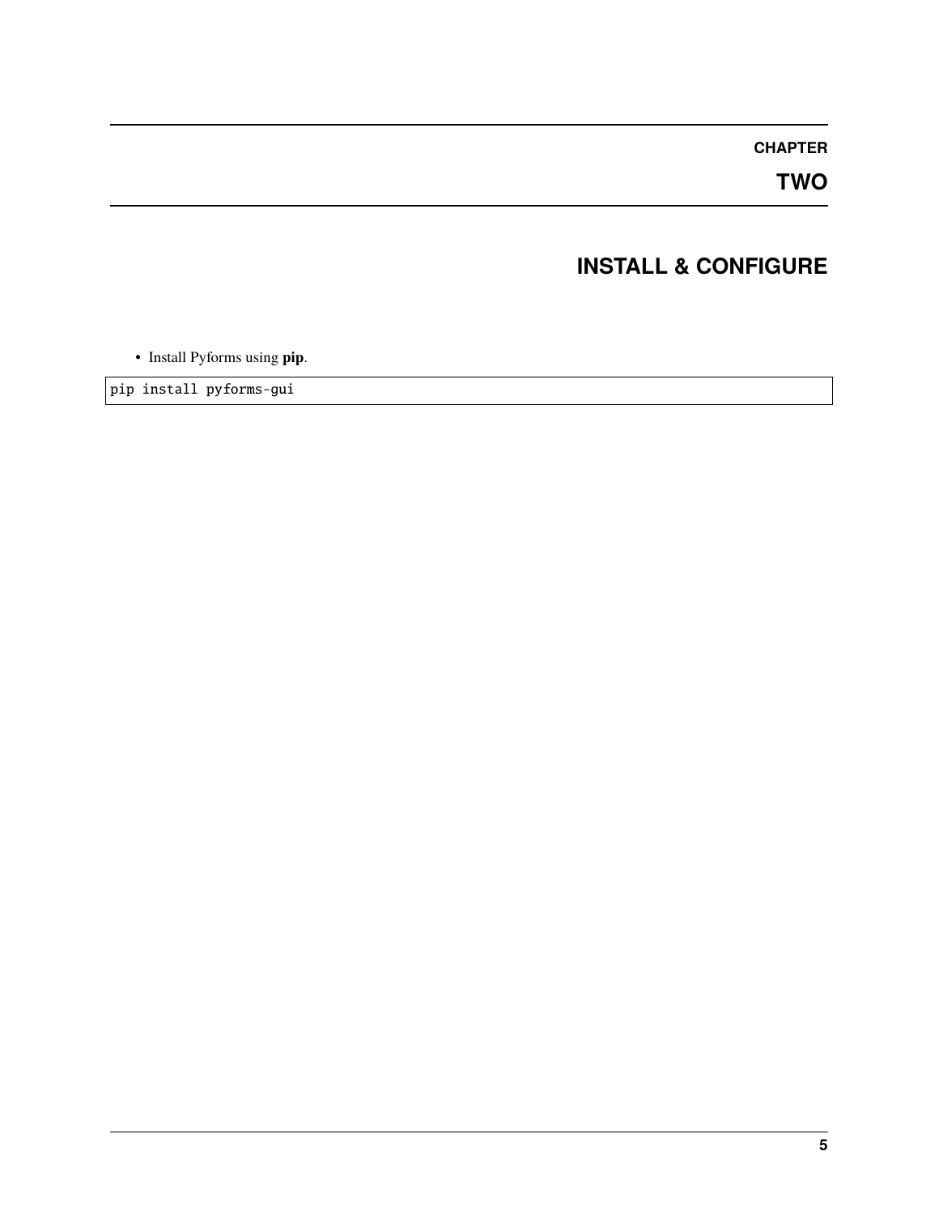# CHAPTER TWO

# INSTALL & CONFIGURE

- Install Pyforms using **pip**.

```
pip install pyforms-gui
```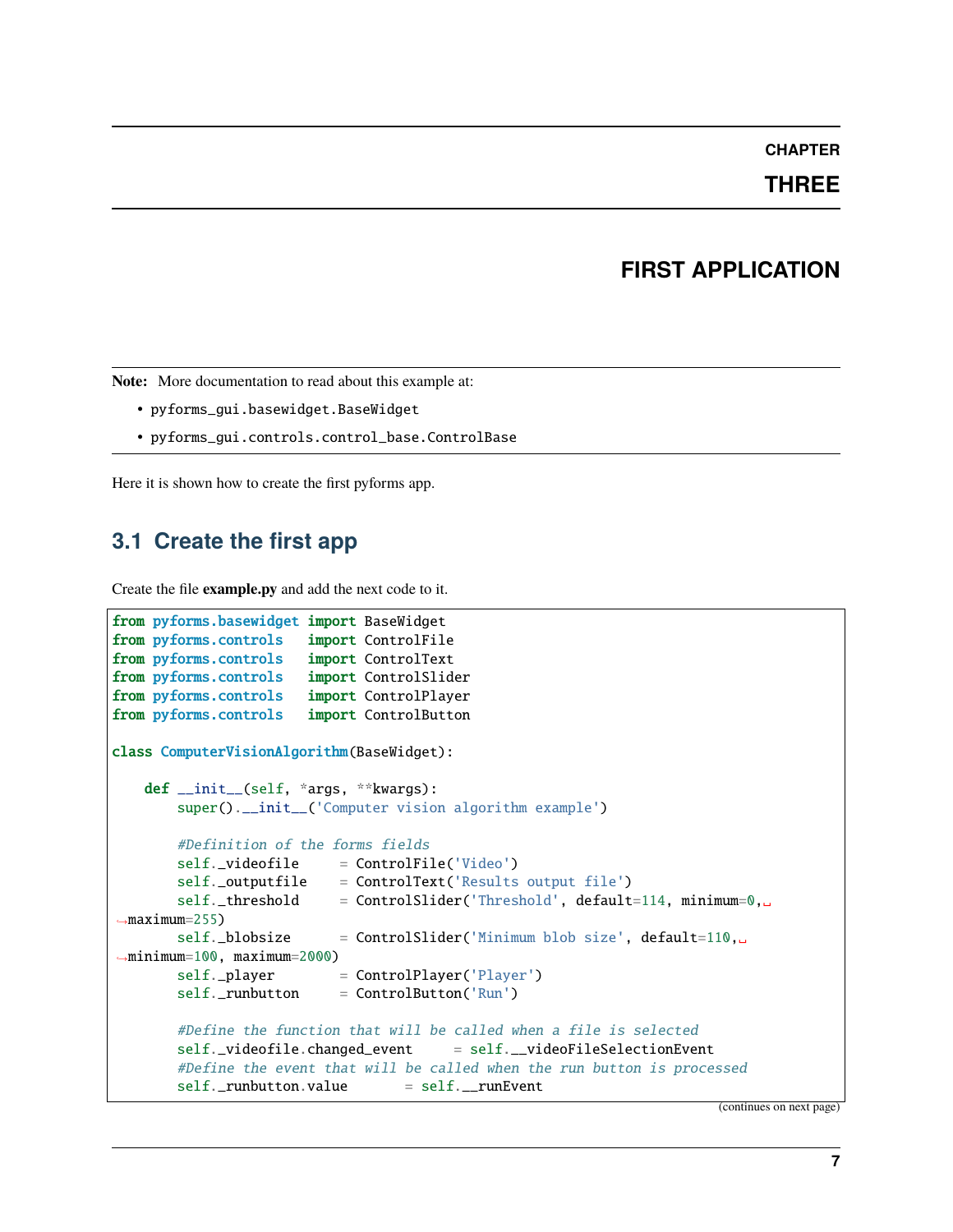# CHAPTER THREE

# FIRST APPLICATION

**Note:** More documentation to read about this example at:

- pyforms_gui.basewidget.BaseWidget
- pyforms_gui.controls.control_base.ControlBase

Here it is shown how to create the first pyforms app.

## 3.1 Create the first app

Create the file **example.py** and add the next code to it.

```
from pyforms.basewidget import BaseWidget
from pyforms.controls   import ControlFile
from pyforms.controls   import ControlText
from pyforms.controls   import ControlSlider
from pyforms.controls   import ControlPlayer
from pyforms.controls   import ControlButton

class ComputerVisionAlgorithm(BaseWidget):

    def __init__(self, *args, **kwargs):
        super().__init__('Computer vision algorithm example')

        #Definition of the forms fields
        self._videofile     = ControlFile('Video')
        self._outputfile    = ControlText('Results output file')
        self._threshold     = ControlSlider('Threshold', default=114, minimum=0, maximum=255)
        self._blobsize      = ControlSlider('Minimum blob size', default=110, minimum=100, maximum=2000)
        self._player        = ControlPlayer('Player')
        self._runbutton     = ControlButton('Run')

        #Define the function that will be called when a file is selected
        self._videofile.changed_event     = self.__videoFileSelectionEvent
        #Define the event that will be called when the run button is processed
        self._runbutton.value       = self.__runEvent
```

(continues on next page)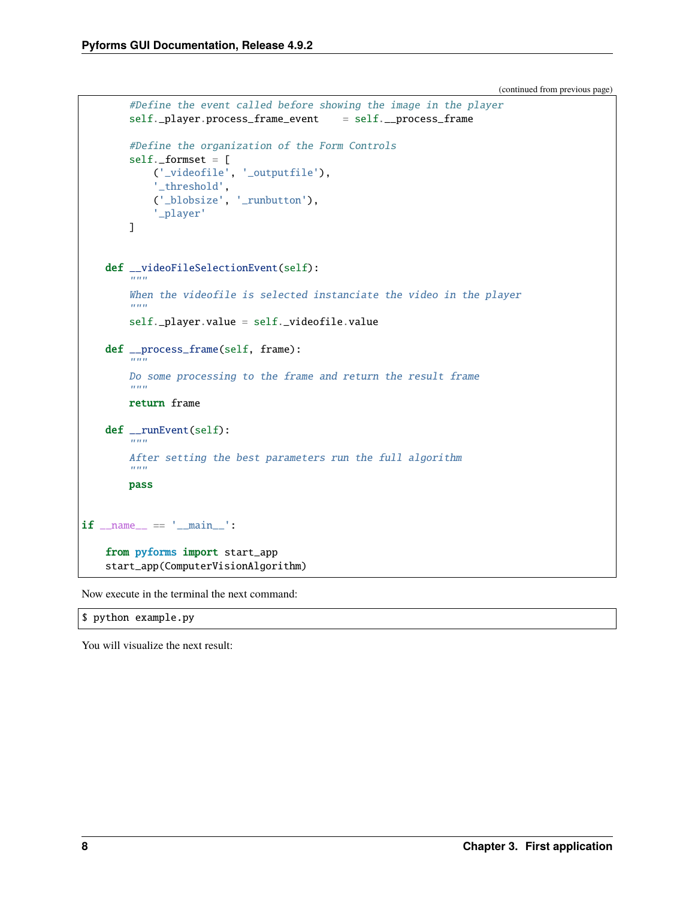(continued from previous page)

```
        #Define the event called before showing the image in the player
        self._player.process_frame_event    = self.__process_frame

        #Define the organization of the Form Controls
        self._formset = [
            ('_videofile', '_outputfile'),
            '_threshold',
            ('_blobsize', '_runbutton'),
            '_player'
        ]


    def __videoFileSelectionEvent(self):
        """
        When the videofile is selected instanciate the video in the player
        """
        self._player.value = self._videofile.value

    def __process_frame(self, frame):
        """
        Do some processing to the frame and return the result frame
        """
        return frame

    def __runEvent(self):
        """
        After setting the best parameters run the full algorithm
        """
        pass


if __name__ == '__main__':

    from pyforms import start_app
    start_app(ComputerVisionAlgorithm)
```

Now execute in the terminal the next command:

```
$ python example.py
```

You will visualize the next result: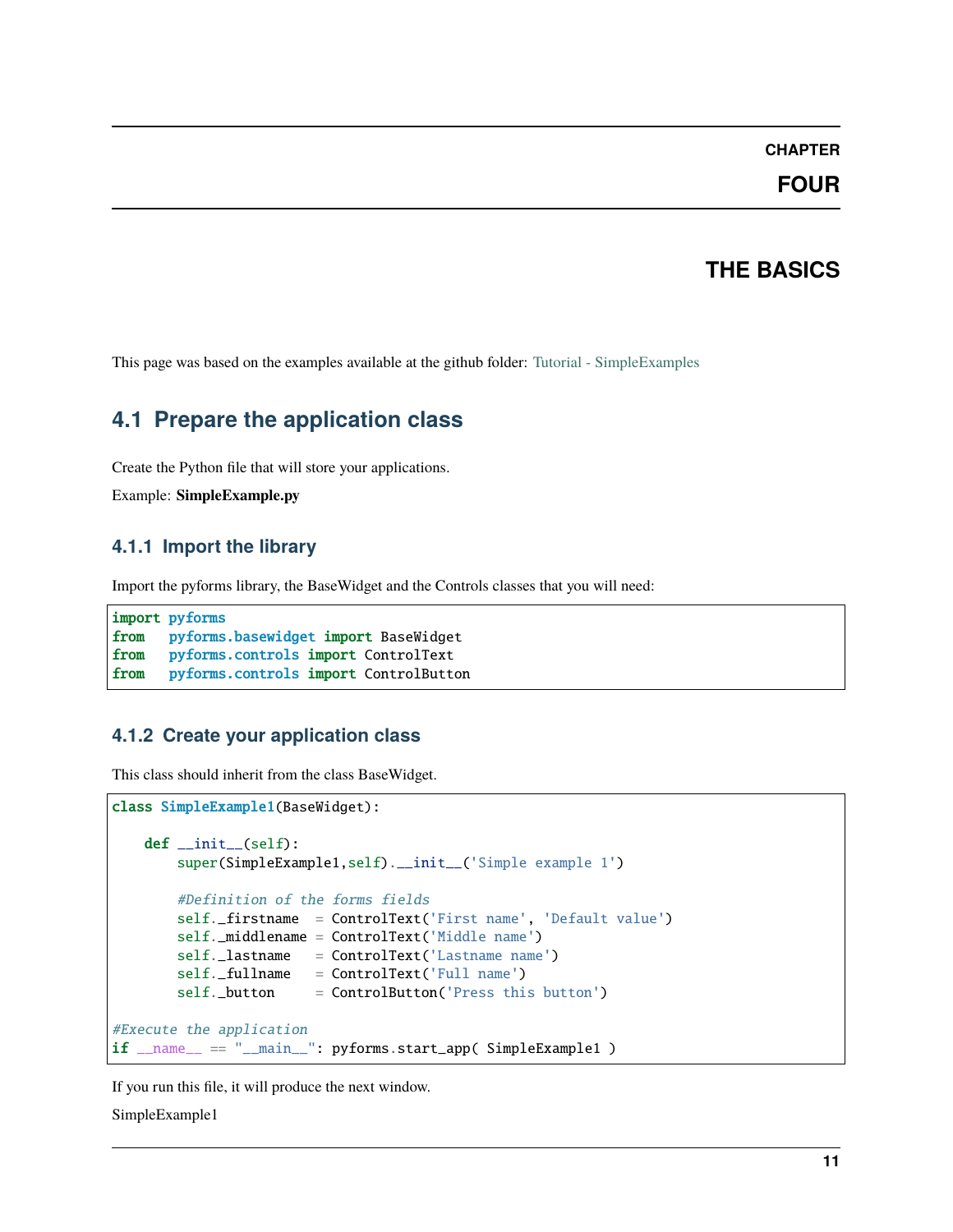# CHAPTER FOUR

# THE BASICS

This page was based on the examples available at the github folder: Tutorial - SimpleExamples

## 4.1 Prepare the application class

Create the Python file that will store your applications.

Example: **SimpleExample.py**

### 4.1.1 Import the library

Import the pyforms library, the BaseWidget and the Controls classes that you will need:

```
import pyforms
from   pyforms.basewidget import BaseWidget
from   pyforms.controls import ControlText
from   pyforms.controls import ControlButton
```

### 4.1.2 Create your application class

This class should inherit from the class BaseWidget.

```
class SimpleExample1(BaseWidget):

    def __init__(self):
        super(SimpleExample1,self).__init__('Simple example 1')

        #Definition of the forms fields
        self._firstname  = ControlText('First name', 'Default value')
        self._middlename = ControlText('Middle name')
        self._lastname   = ControlText('Lastname name')
        self._fullname   = ControlText('Full name')
        self._button     = ControlButton('Press this button')

#Execute the application
if __name__ == "__main__": pyforms.start_app( SimpleExample1 )
```

If you run this file, it will produce the next window.

SimpleExample1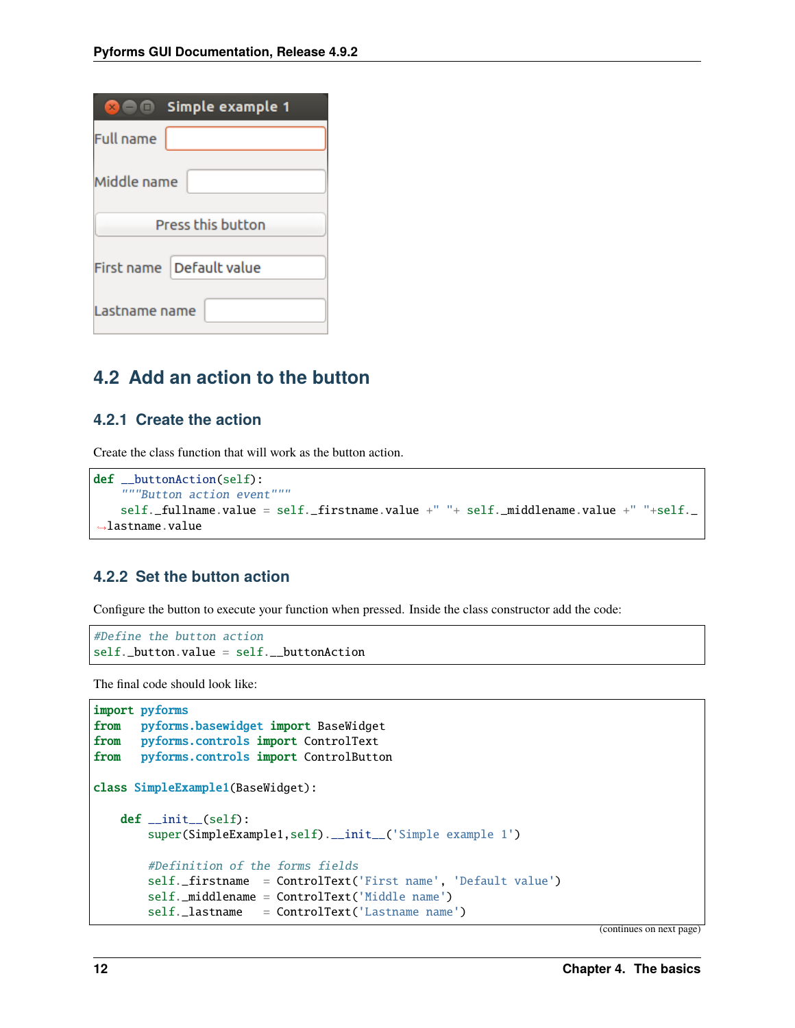## 4.2 Add an action to the button

### 4.2.1 Create the action

Create the class function that will work as the button action.

```
def __buttonAction(self):
    """Button action event"""
    self._fullname.value = self._firstname.value +" "+ self._middlename.value +" "+self._lastname.value
```

### 4.2.2 Set the button action

Configure the button to execute your function when pressed. Inside the class constructor add the code:

```
#Define the button action
self._button.value = self.__buttonAction
```

The final code should look like:

```
import pyforms
from   pyforms.basewidget import BaseWidget
from   pyforms.controls import ControlText
from   pyforms.controls import ControlButton

class SimpleExample1(BaseWidget):

    def __init__(self):
        super(SimpleExample1,self).__init__('Simple example 1')

        #Definition of the forms fields
        self._firstname  = ControlText('First name', 'Default value')
        self._middlename = ControlText('Middle name')
        self._lastname   = ControlText('Lastname name')
```

(continues on next page)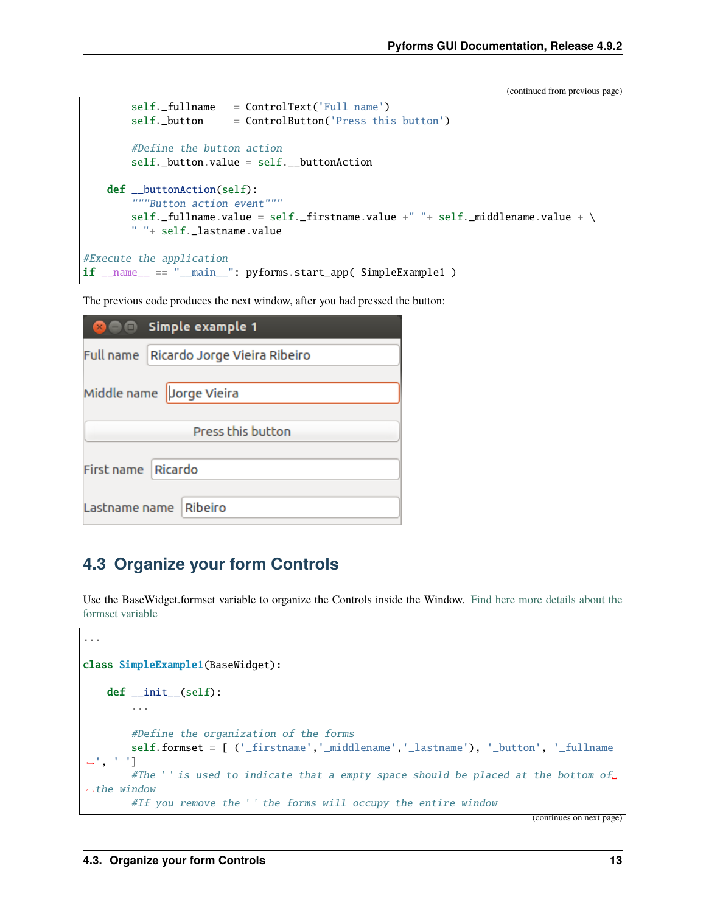(continued from previous page)

```
        self._fullname    = ControlText('Full name')
        self._button      = ControlButton('Press this button')

        #Define the button action
        self._button.value = self.__buttonAction

    def __buttonAction(self):
        """Button action event"""
        self._fullname.value = self._firstname.value +" "+ self._middlename.value + \
        " "+ self._lastname.value

#Execute the application
if __name__ == "__main__": pyforms.start_app( SimpleExample1 )
```

The previous code produces the next window, after you had pressed the button:

## 4.3 Organize your form Controls

Use the BaseWidget.formset variable to organize the Controls inside the Window. Find here more details about the formset variable

```
...

class SimpleExample1(BaseWidget):

    def __init__(self):
        ...

        #Define the organization of the forms
        self.formset = [ ('_firstname','_middlename','_lastname'), '_button', '_fullname
↪', ' ']
        #The ' ' is used to indicate that a empty space should be placed at the bottom of␣
↪the window
        #If you remove the ' ' the forms will occupy the entire window
```

(continues on next page)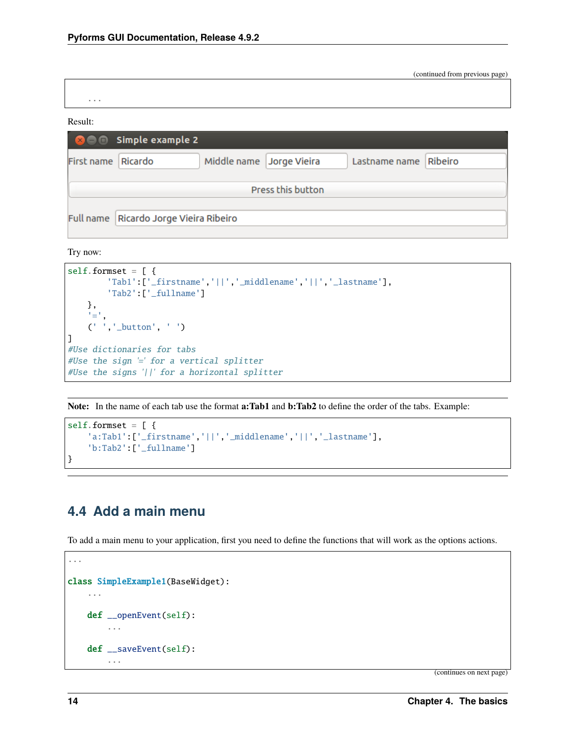(continued from previous page)

```
    ...
```

Result:

Try now:

```
self.formset = [ {
        'Tab1':['_firstname','||','_middlename','||','_lastname'],
        'Tab2':['_fullname']
    },
    '=',
    (' ','_button', ' ')
]
#Use dictionaries for tabs
#Use the sign '=' for a vertical splitter
#Use the signs '||' for a horizontal splitter
```

**Note:** In the name of each tab use the format **a:Tab1** and **b:Tab2** to define the order of the tabs. Example:

```
self.formset = [ {
    'a:Tab1':['_firstname','||','_middlename','||','_lastname'],
    'b:Tab2':['_fullname']
}
```

## 4.4 Add a main menu

To add a main menu to your application, first you need to define the functions that will work as the options actions.

```
...

class SimpleExample1(BaseWidget):
    ...

    def __openEvent(self):
        ...

    def __saveEvent(self):
        ...
```

(continues on next page)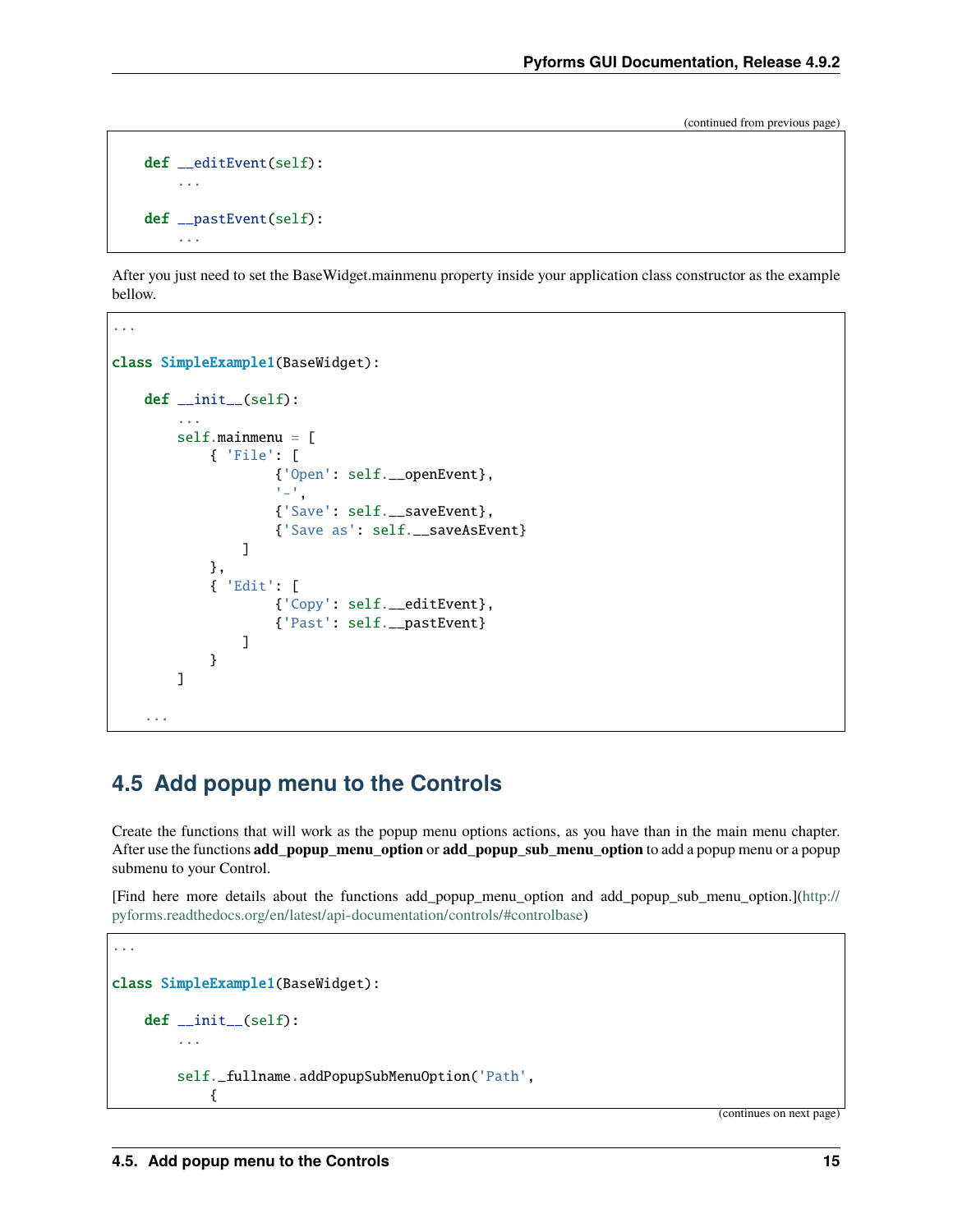(continued from previous page)

```
    def __editEvent(self):
        ...

    def __pastEvent(self):
        ...
```

After you just need to set the BaseWidget.mainmenu property inside your application class constructor as the example bellow.

```
...

class SimpleExample1(BaseWidget):

    def __init__(self):
        ...
        self.mainmenu = [
            { 'File': [
                    {'Open': self.__openEvent},
                    '-',
                    {'Save': self.__saveEvent},
                    {'Save as': self.__saveAsEvent}
                ]
            },
            { 'Edit': [
                    {'Copy': self.__editEvent},
                    {'Past': self.__pastEvent}
                ]
            }
        ]

    ...
```

## 4.5 Add popup menu to the Controls

Create the functions that will work as the popup menu options actions, as you have than in the main menu chapter. After use the functions **add_popup_menu_option** or **add_popup_sub_menu_option** to add a popup menu or a popup submenu to your Control.

[Find here more details about the functions add_popup_menu_option and add_popup_sub_menu_option.](http://pyforms.readthedocs.org/en/latest/api-documentation/controls/#controlbase)

```
...

class SimpleExample1(BaseWidget):

    def __init__(self):
        ...

        self._fullname.addPopupSubMenuOption('Path',
            {
```

(continues on next page)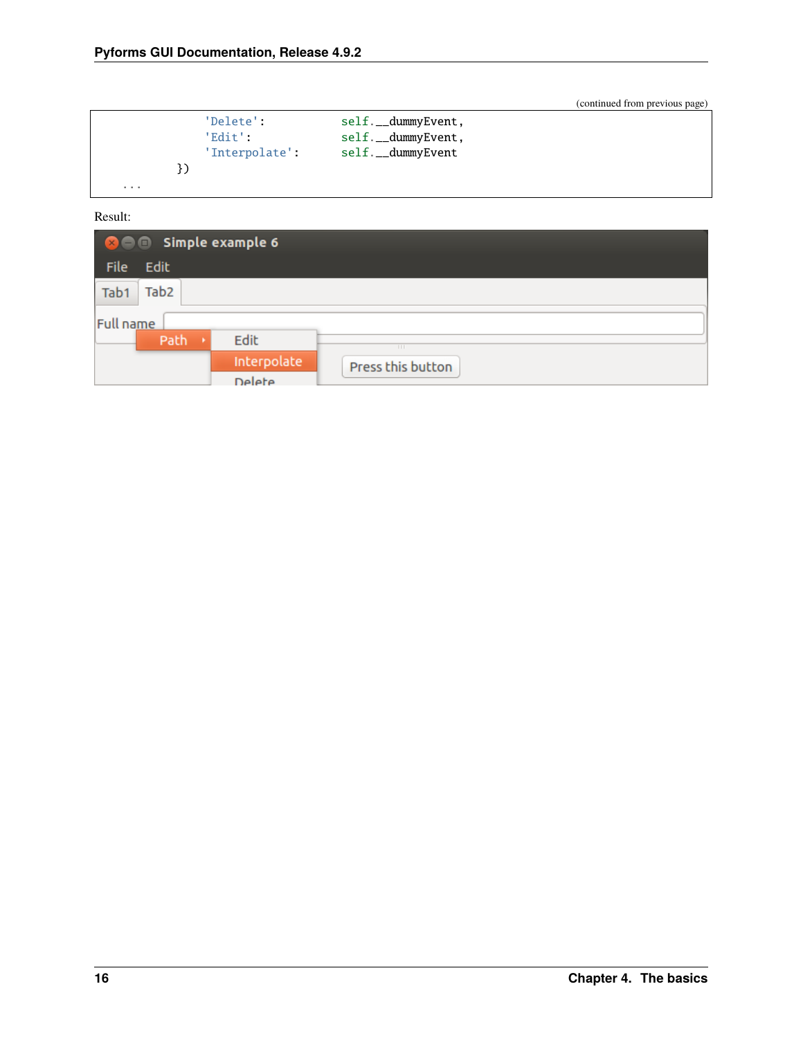(continued from previous page)

```
                'Delete':          self.__dummyEvent,
                'Edit':            self.__dummyEvent,
                'Interpolate':     self.__dummyEvent
            })
    ...
```

Result: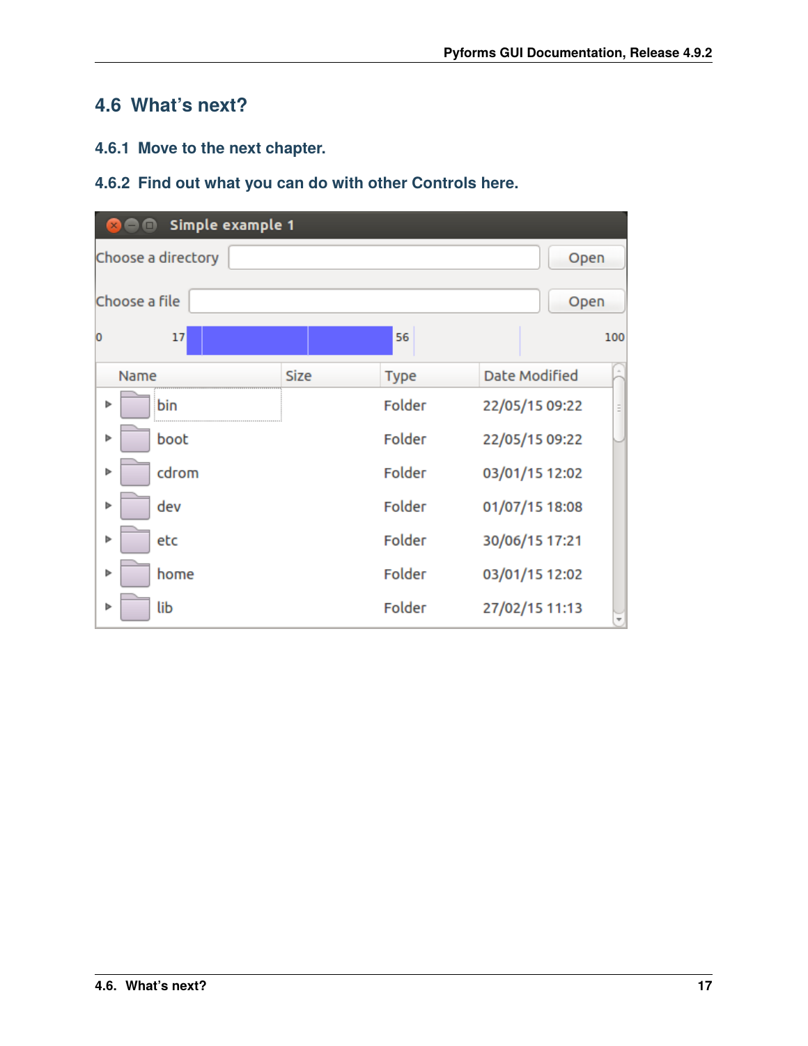## 4.6 What's next?

### 4.6.1 Move to the next chapter.

### 4.6.2 Find out what you can do with other Controls here.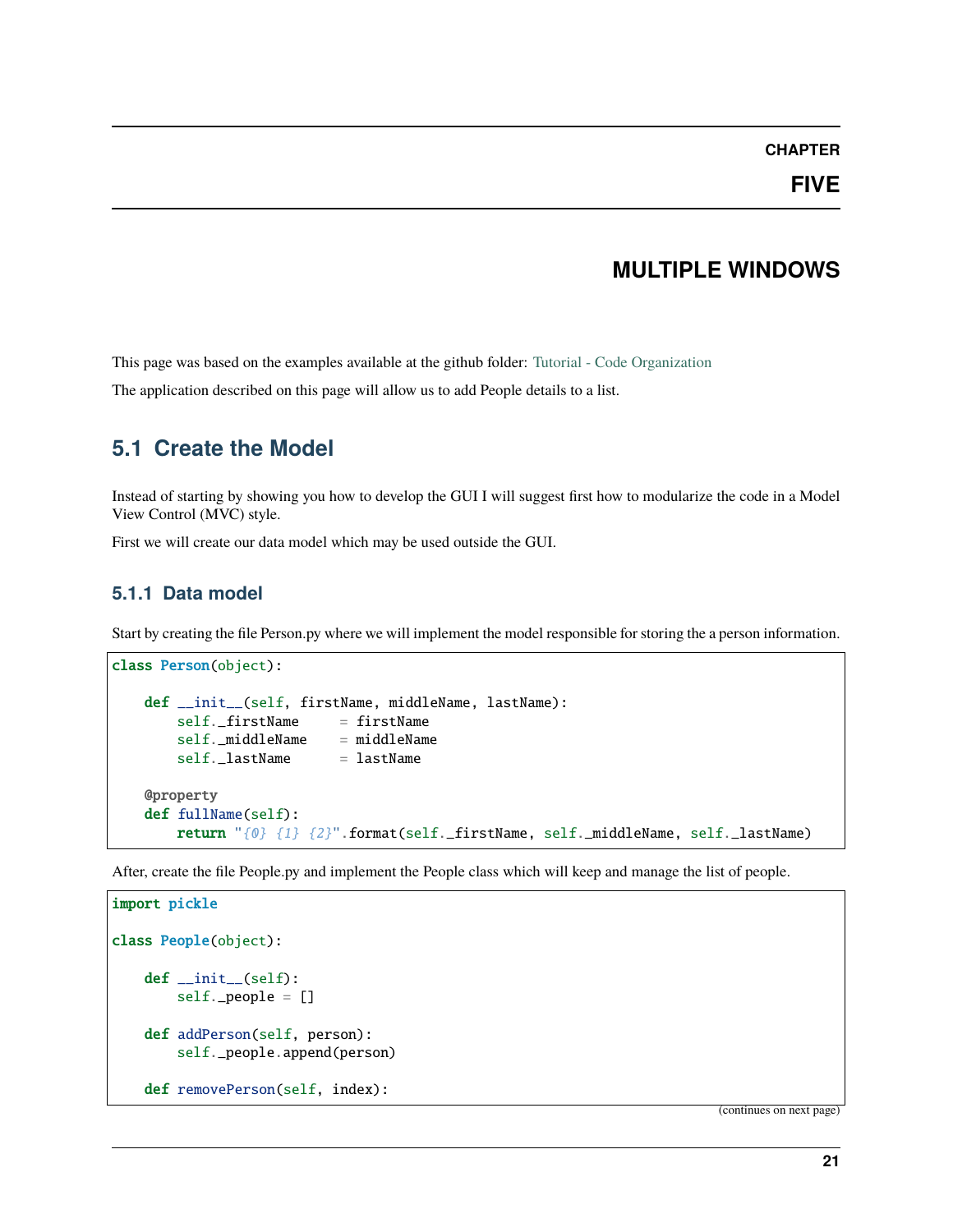# CHAPTER FIVE

# MULTIPLE WINDOWS

This page was based on the examples available at the github folder: Tutorial - Code Organization

The application described on this page will allow us to add People details to a list.

## 5.1 Create the Model

Instead of starting by showing you how to develop the GUI I will suggest first how to modularize the code in a Model View Control (MVC) style.

First we will create our data model which may be used outside the GUI.

### 5.1.1 Data model

Start by creating the file Person.py where we will implement the model responsible for storing the a person information.

```
class Person(object):

    def __init__(self, firstName, middleName, lastName):
        self._firstName     = firstName
        self._middleName    = middleName
        self._lastName      = lastName

    @property
    def fullName(self):
        return "{0} {1} {2}".format(self._firstName, self._middleName, self._lastName)
```

After, create the file People.py and implement the People class which will keep and manage the list of people.

```
import pickle

class People(object):

    def __init__(self):
        self._people = []

    def addPerson(self, person):
        self._people.append(person)

    def removePerson(self, index):
```

(continues on next page)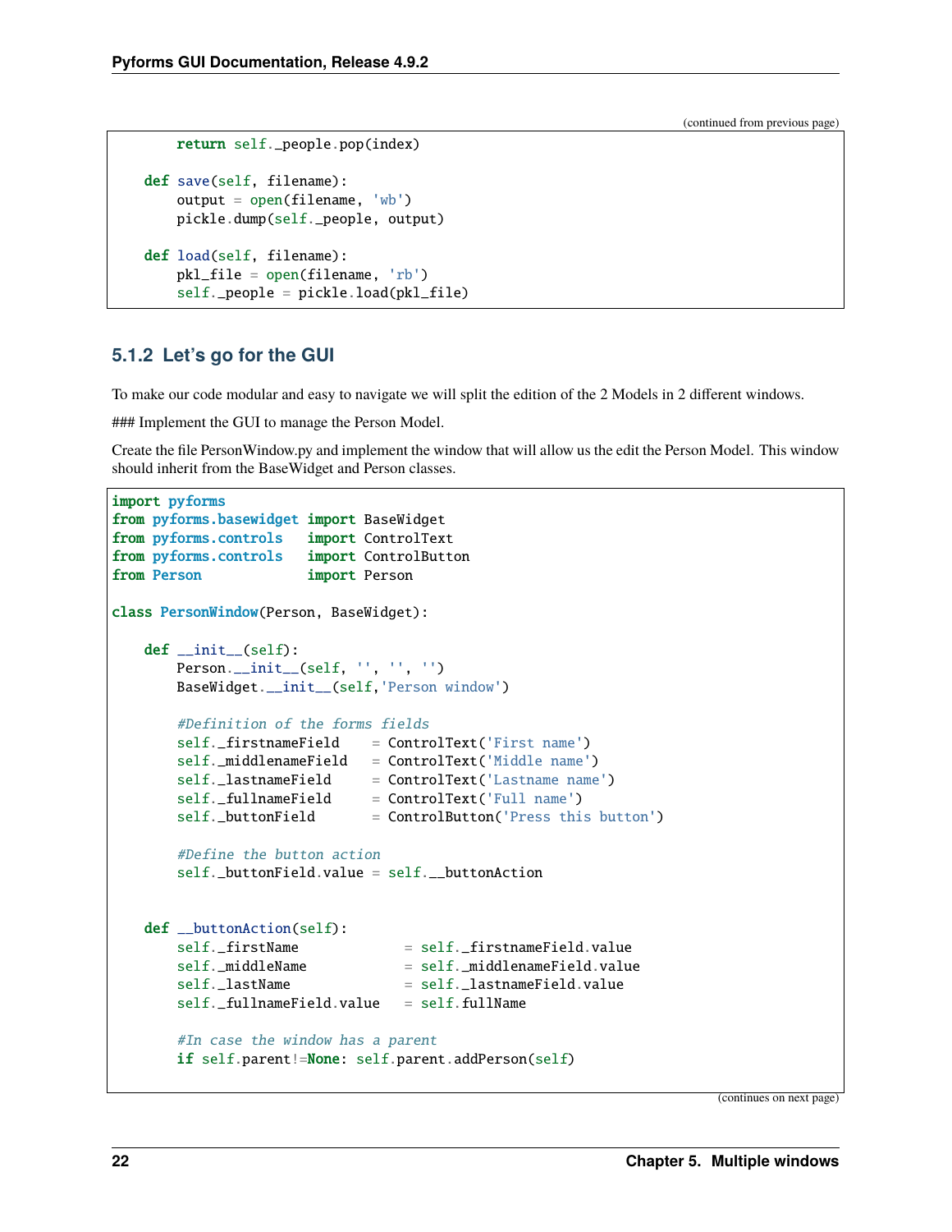(continued from previous page)

```
        return self._people.pop(index)

    def save(self, filename):
        output = open(filename, 'wb')
        pickle.dump(self._people, output)

    def load(self, filename):
        pkl_file = open(filename, 'rb')
        self._people = pickle.load(pkl_file)
```

### 5.1.2 Let's go for the GUI

To make our code modular and easy to navigate we will split the edition of the 2 Models in 2 different windows.

### Implement the GUI to manage the Person Model.

Create the file PersonWindow.py and implement the window that will allow us the edit the Person Model. This window should inherit from the BaseWidget and Person classes.

```
import pyforms
from pyforms.basewidget import BaseWidget
from pyforms.controls   import ControlText
from pyforms.controls   import ControlButton
from Person             import Person

class PersonWindow(Person, BaseWidget):

    def __init__(self):
        Person.__init__(self, '', '', '')
        BaseWidget.__init__(self,'Person window')

        #Definition of the forms fields
        self._firstnameField    = ControlText('First name')
        self._middlenameField   = ControlText('Middle name')
        self._lastnameField     = ControlText('Lastname name')
        self._fullnameField     = ControlText('Full name')
        self._buttonField       = ControlButton('Press this button')

        #Define the button action
        self._buttonField.value = self.__buttonAction


    def __buttonAction(self):
        self._firstName             = self._firstnameField.value
        self._middleName            = self._middlenameField.value
        self._lastName              = self._lastnameField.value
        self._fullnameField.value   = self.fullName

        #In case the window has a parent
        if self.parent!=None: self.parent.addPerson(self)
```

(continues on next page)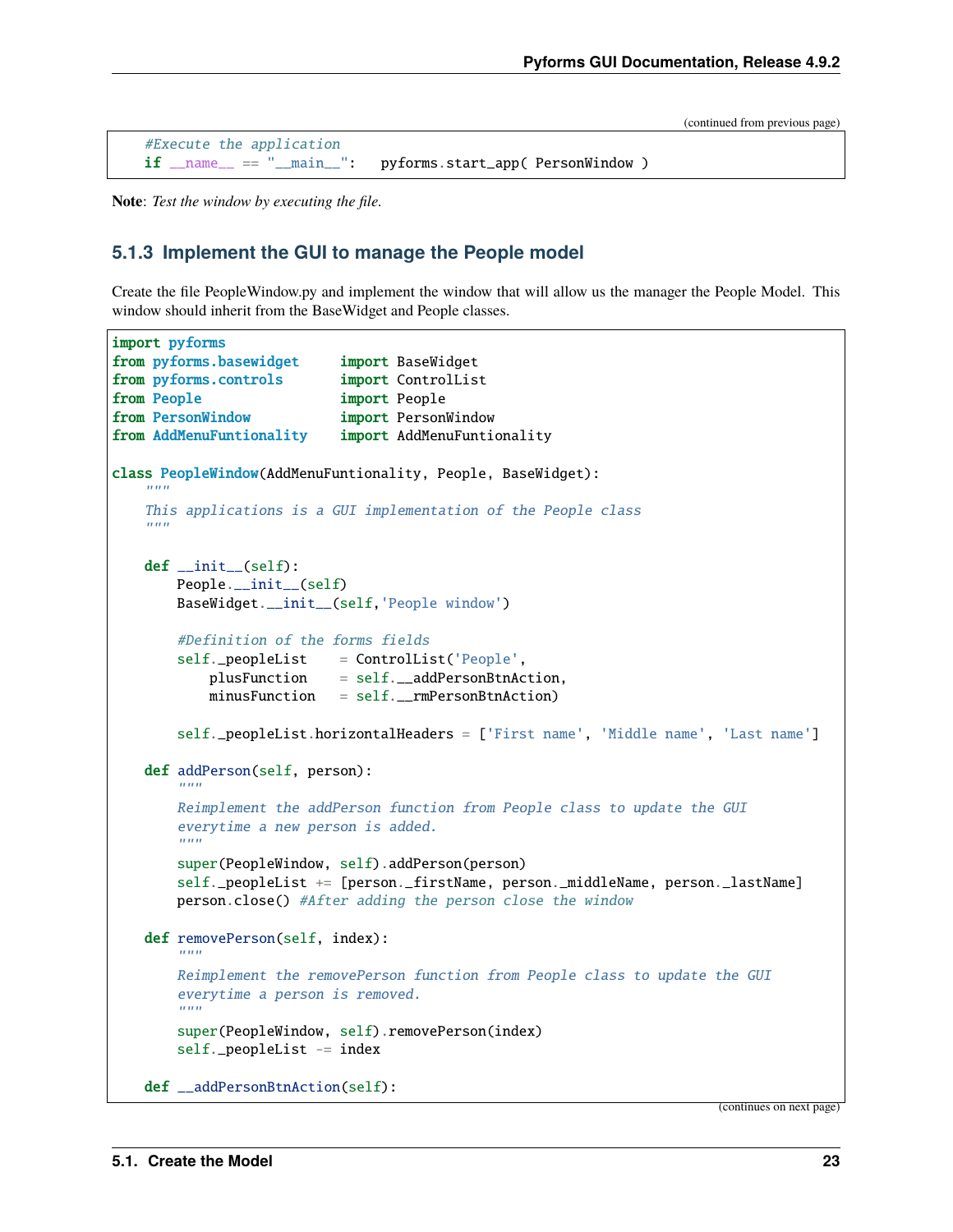(continued from previous page)

```
    #Execute the application
    if __name__ == "__main__":   pyforms.start_app( PersonWindow )
```

**Note**: *Test the window by executing the file.*

### 5.1.3 Implement the GUI to manage the People model

Create the file PeopleWindow.py and implement the window that will allow us the manager the People Model. This window should inherit from the BaseWidget and People classes.

```
import pyforms
from pyforms.basewidget     import BaseWidget
from pyforms.controls       import ControlList
from People                 import People
from PersonWindow           import PersonWindow
from AddMenuFuntionality    import AddMenuFuntionality

class PeopleWindow(AddMenuFuntionality, People, BaseWidget):
    """
    This applications is a GUI implementation of the People class
    """

    def __init__(self):
        People.__init__(self)
        BaseWidget.__init__(self,'People window')

        #Definition of the forms fields
        self._peopleList    = ControlList('People',
            plusFunction    = self.__addPersonBtnAction,
            minusFunction   = self.__rmPersonBtnAction)

        self._peopleList.horizontalHeaders = ['First name', 'Middle name', 'Last name']

    def addPerson(self, person):
        """
        Reimplement the addPerson function from People class to update the GUI
        everytime a new person is added.
        """
        super(PeopleWindow, self).addPerson(person)
        self._peopleList += [person._firstName, person._middleName, person._lastName]
        person.close() #After adding the person close the window

    def removePerson(self, index):
        """
        Reimplement the removePerson function from People class to update the GUI
        everytime a person is removed.
        """
        super(PeopleWindow, self).removePerson(index)
        self._peopleList -= index

    def __addPersonBtnAction(self):
```

(continues on next page)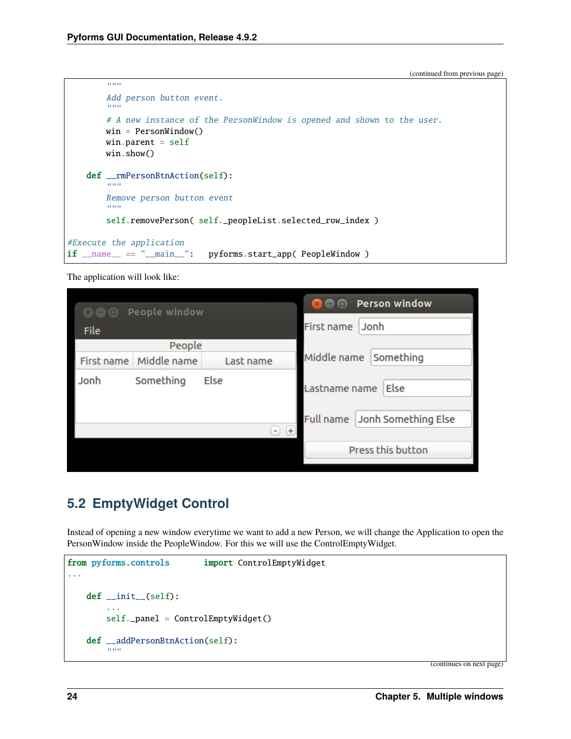(continued from previous page)

```
        """
        Add person button event.
        """
        # A new instance of the PersonWindow is opened and shown to the user.
        win = PersonWindow()
        win.parent = self
        win.show()

    def __rmPersonBtnAction(self):
        """
        Remove person button event
        """
        self.removePerson( self._peopleList.selected_row_index )

#Execute the application
if __name__ == "__main__":   pyforms.start_app( PeopleWindow )
```

The application will look like:

## 5.2 EmptyWidget Control

Instead of opening a new window everytime we want to add a new Person, we will change the Application to open the PersonWindow inside the PeopleWindow. For this we will use the ControlEmptyWidget.

```
from pyforms.controls        import ControlEmptyWidget
...

    def __init__(self):
        ...
        self._panel = ControlEmptyWidget()

    def __addPersonBtnAction(self):
        """
```

(continues on next page)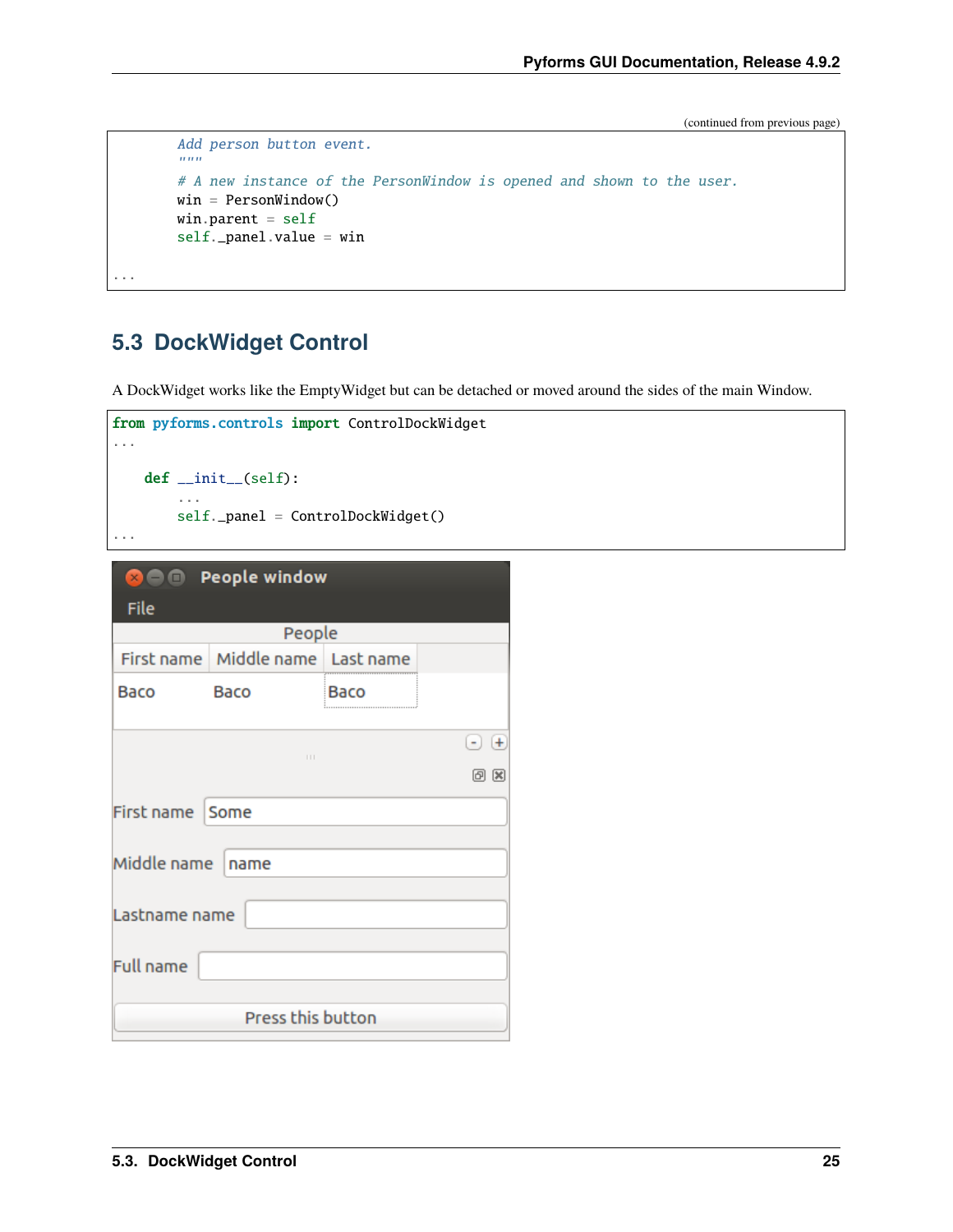(continued from previous page)

```
        Add person button event.
        """
        # A new instance of the PersonWindow is opened and shown to the user.
        win = PersonWindow()
        win.parent = self
        self._panel.value = win

...
```

## 5.3 DockWidget Control

A DockWidget works like the EmptyWidget but can be detached or moved around the sides of the main Window.

```
from pyforms.controls import ControlDockWidget
...

    def __init__(self):
        ...
        self._panel = ControlDockWidget()
...
```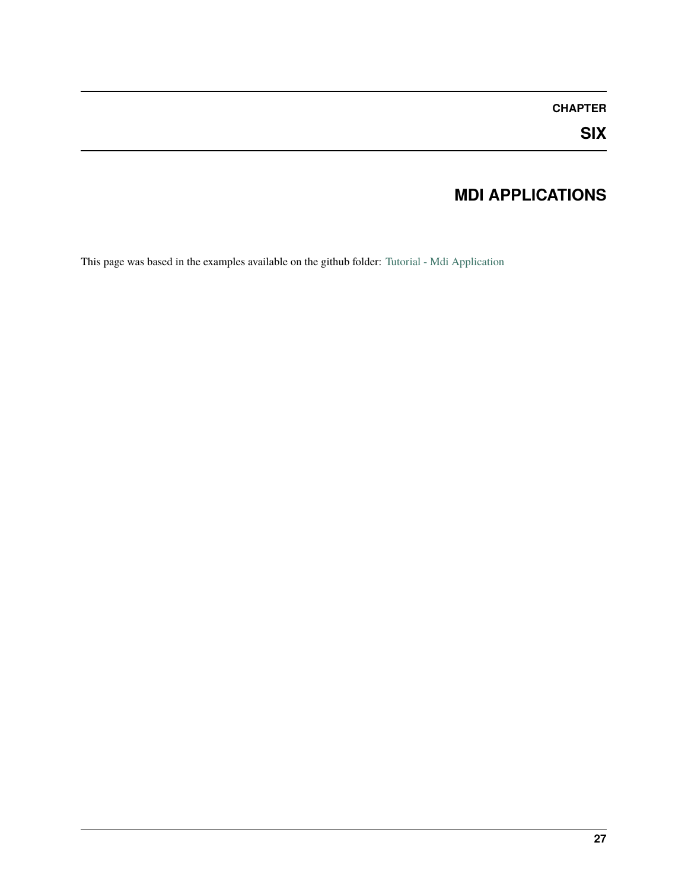# CHAPTER SIX

# MDI APPLICATIONS

This page was based in the examples available on the github folder: Tutorial - Mdi Application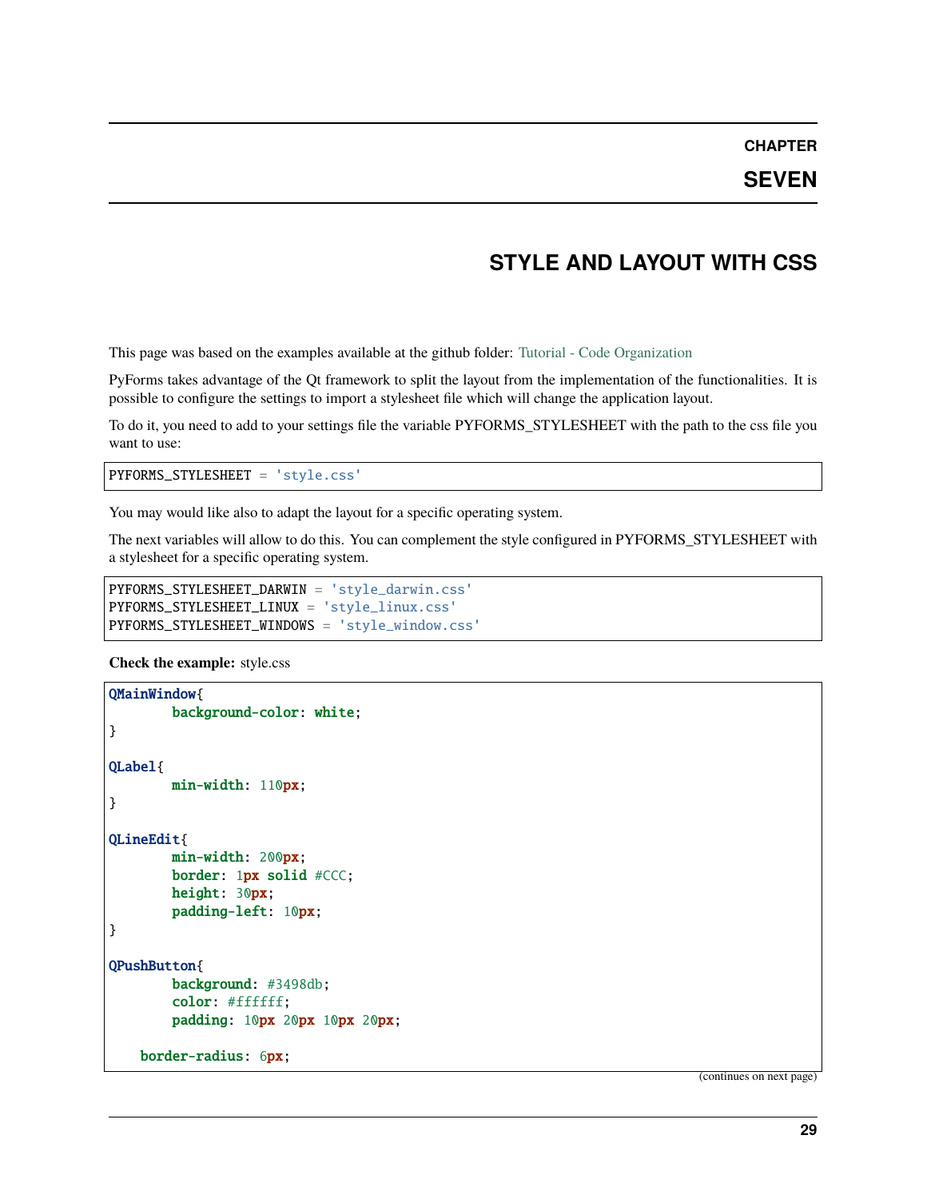# CHAPTER SEVEN

# STYLE AND LAYOUT WITH CSS

This page was based on the examples available at the github folder: Tutorial - Code Organization

PyForms takes advantage of the Qt framework to split the layout from the implementation of the functionalities. It is possible to configure the settings to import a stylesheet file which will change the application layout.

To do it, you need to add to your settings file the variable PYFORMS_STYLESHEET with the path to the css file you want to use:

```
PYFORMS_STYLESHEET = 'style.css'
```

You may would like also to adapt the layout for a specific operating system.

The next variables will allow to do this. You can complement the style configured in PYFORMS_STYLESHEET with a stylesheet for a specific operating system.

```
PYFORMS_STYLESHEET_DARWIN = 'style_darwin.css'
PYFORMS_STYLESHEET_LINUX = 'style_linux.css'
PYFORMS_STYLESHEET_WINDOWS = 'style_window.css'
```

**Check the example:** style.css

```
QMainWindow{
        background-color: white;
}

QLabel{
        min-width: 110px;
}

QLineEdit{
        min-width: 200px;
        border: 1px solid #CCC;
        height: 30px;
        padding-left: 10px;
}

QPushButton{
        background: #3498db;
        color: #ffffff;
        padding: 10px 20px 10px 20px;

    border-radius: 6px;
```

(continues on next page)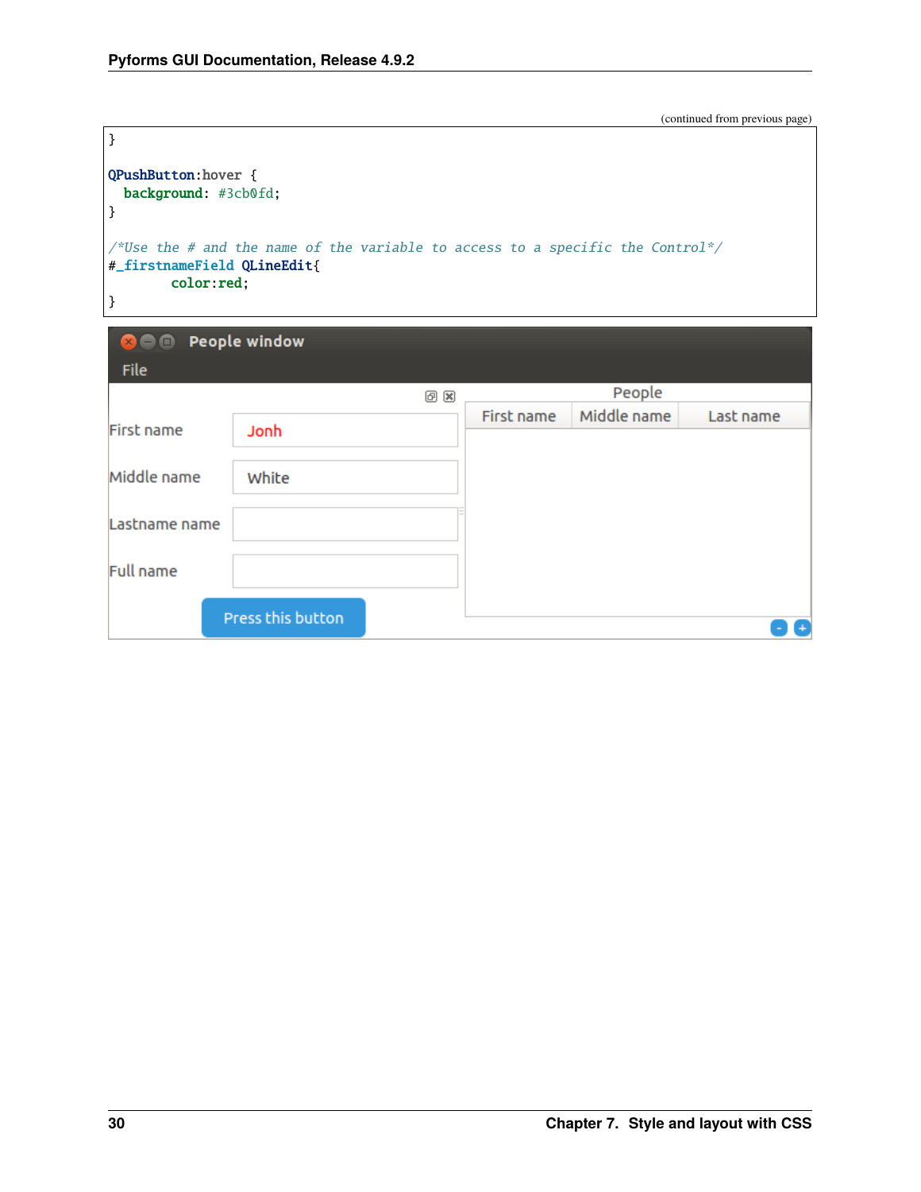(continued from previous page)

```
}

QPushButton:hover {
  background: #3cb0fd;
}

/*Use the # and the name of the variable to access to a specific the Control*/
#_firstnameField QLineEdit{
        color:red;
}
```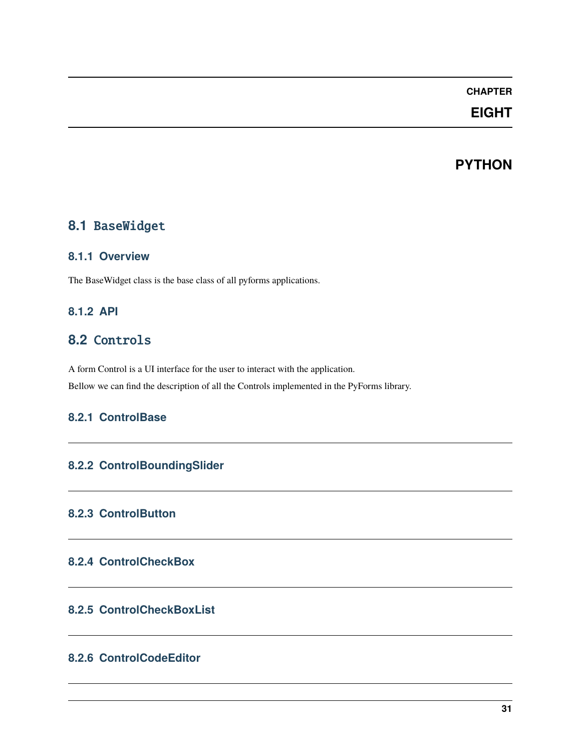# CHAPTER EIGHT

# PYTHON

## 8.1 BaseWidget

### 8.1.1 Overview

The BaseWidget class is the base class of all pyforms applications.

### 8.1.2 API

## 8.2 Controls

A form Control is a UI interface for the user to interact with the application.

Bellow we can find the description of all the Controls implemented in the PyForms library.

### 8.2.1 ControlBase

---

### 8.2.2 ControlBoundingSlider

---

### 8.2.3 ControlButton

---

### 8.2.4 ControlCheckBox

---

### 8.2.5 ControlCheckBoxList

---

### 8.2.6 ControlCodeEditor

---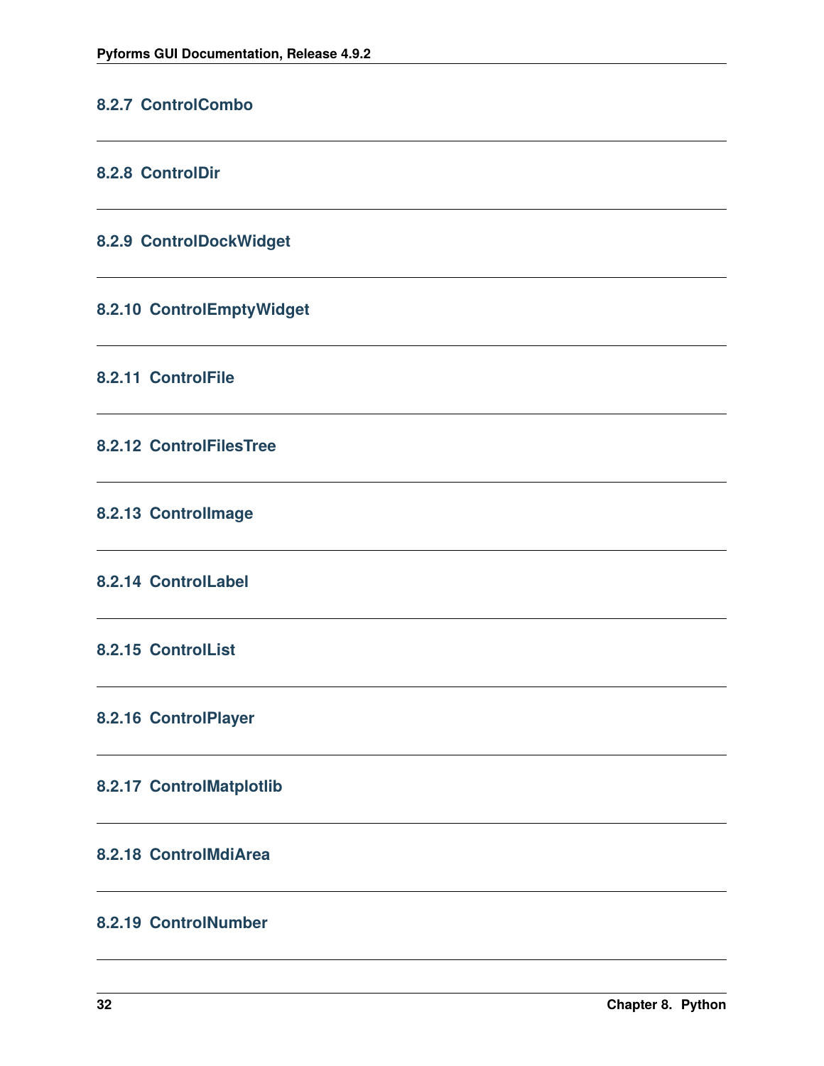### 8.2.7 ControlCombo

---

### 8.2.8 ControlDir

---

### 8.2.9 ControlDockWidget

---

### 8.2.10 ControlEmptyWidget

---

### 8.2.11 ControlFile

---

### 8.2.12 ControlFilesTree

---

### 8.2.13 ControlImage

---

### 8.2.14 ControlLabel

---

### 8.2.15 ControlList

---

### 8.2.16 ControlPlayer

---

### 8.2.17 ControlMatplotlib

---

### 8.2.18 ControlMdiArea

---

### 8.2.19 ControlNumber

---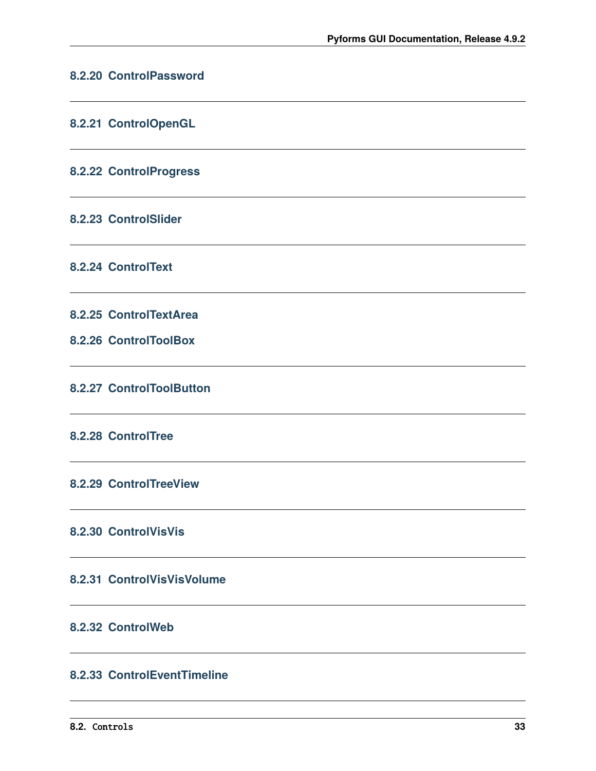### 8.2.20 ControlPassword

---

### 8.2.21 ControlOpenGL

---

### 8.2.22 ControlProgress

---

### 8.2.23 ControlSlider

---

### 8.2.24 ControlText

---

### 8.2.25 ControlTextArea

### 8.2.26 ControlToolBox

---

### 8.2.27 ControlToolButton

---

### 8.2.28 ControlTree

---

### 8.2.29 ControlTreeView

---

### 8.2.30 ControlVisVis

---

### 8.2.31 ControlVisVisVolume

---

### 8.2.32 ControlWeb

---

### 8.2.33 ControlEventTimeline

---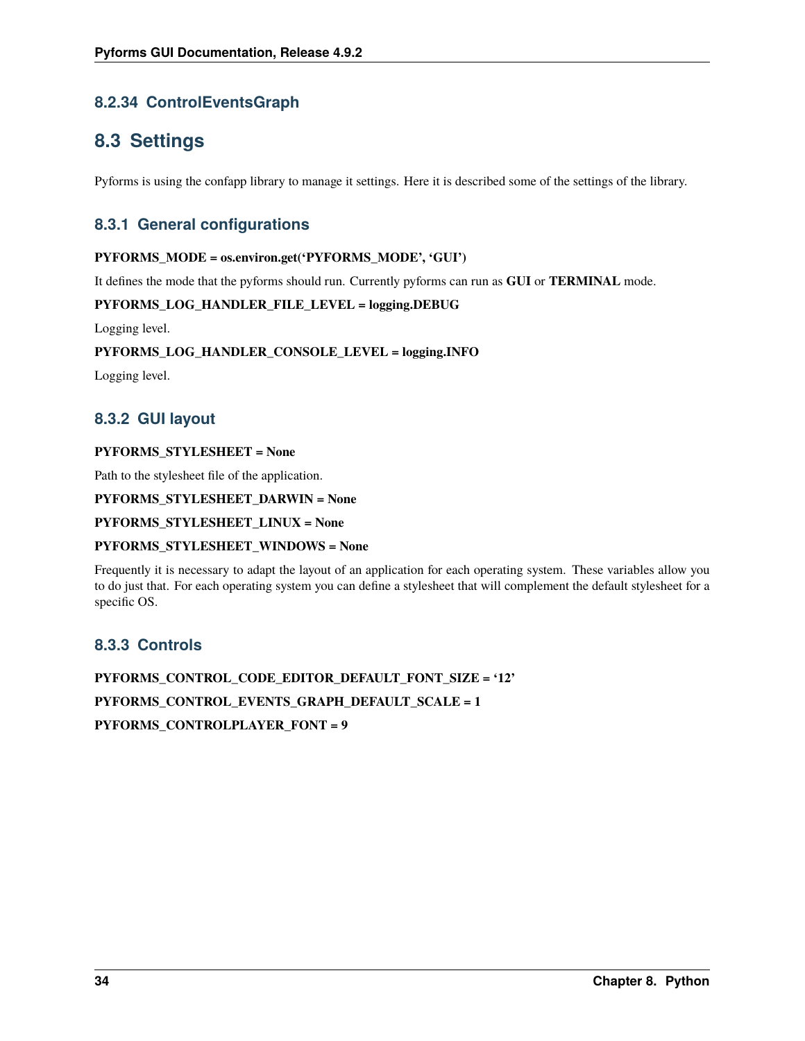### 8.2.34 ControlEventsGraph

## 8.3 Settings

Pyforms is using the confapp library to manage it settings. Here it is described some of the settings of the library.

### 8.3.1 General configurations

**PYFORMS_MODE = os.environ.get('PYFORMS_MODE', 'GUI')**

It defines the mode that the pyforms should run. Currently pyforms can run as **GUI** or **TERMINAL** mode.

**PYFORMS_LOG_HANDLER_FILE_LEVEL = logging.DEBUG**

Logging level.

**PYFORMS_LOG_HANDLER_CONSOLE_LEVEL = logging.INFO**

Logging level.

### 8.3.2 GUI layout

**PYFORMS_STYLESHEET = None**

Path to the stylesheet file of the application.

**PYFORMS_STYLESHEET_DARWIN = None**

**PYFORMS_STYLESHEET_LINUX = None**

**PYFORMS_STYLESHEET_WINDOWS = None**

Frequently it is necessary to adapt the layout of an application for each operating system. These variables allow you to do just that. For each operating system you can define a stylesheet that will complement the default stylesheet for a specific OS.

### 8.3.3 Controls

**PYFORMS_CONTROL_CODE_EDITOR_DEFAULT_FONT_SIZE = '12'**

**PYFORMS_CONTROL_EVENTS_GRAPH_DEFAULT_SCALE = 1**

**PYFORMS_CONTROLPLAYER_FONT = 9**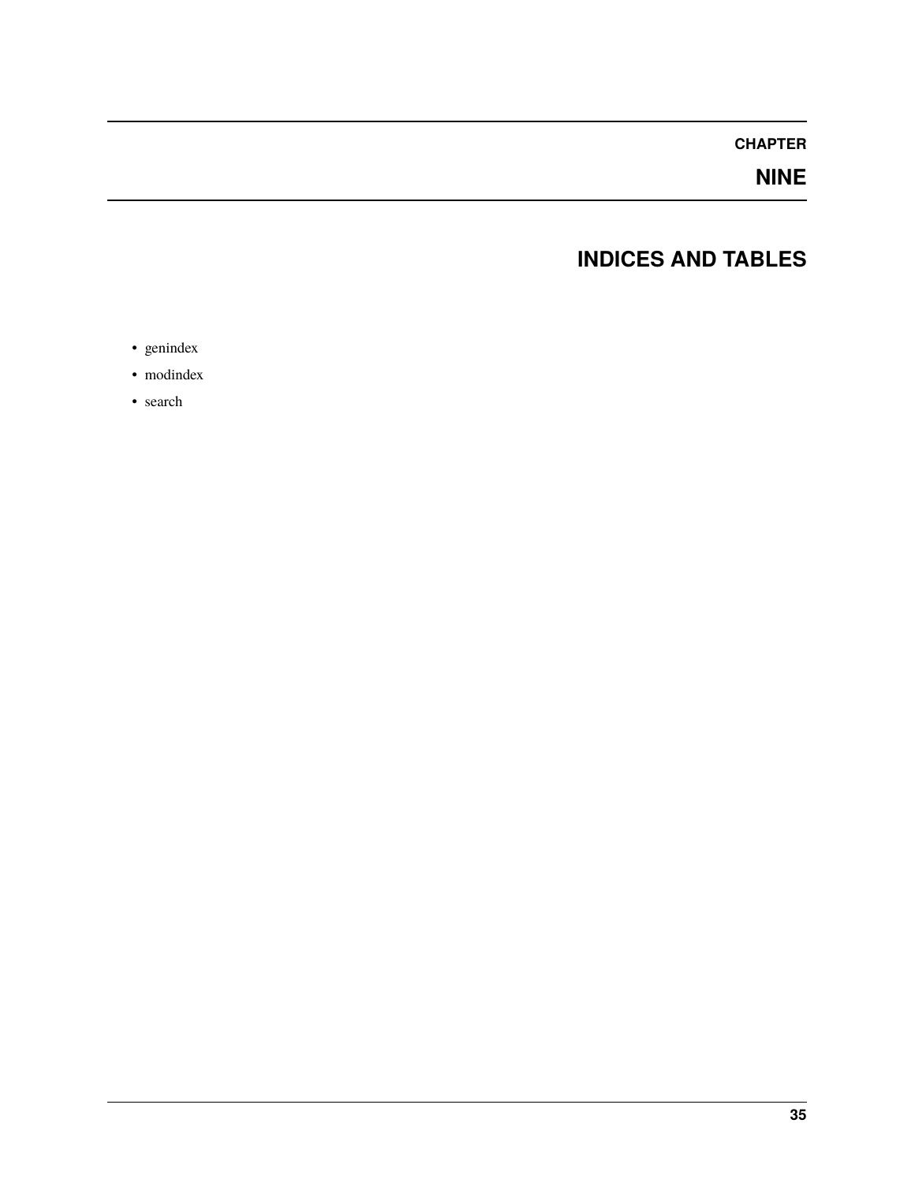# CHAPTER NINE

# INDICES AND TABLES

- genindex
- modindex
- search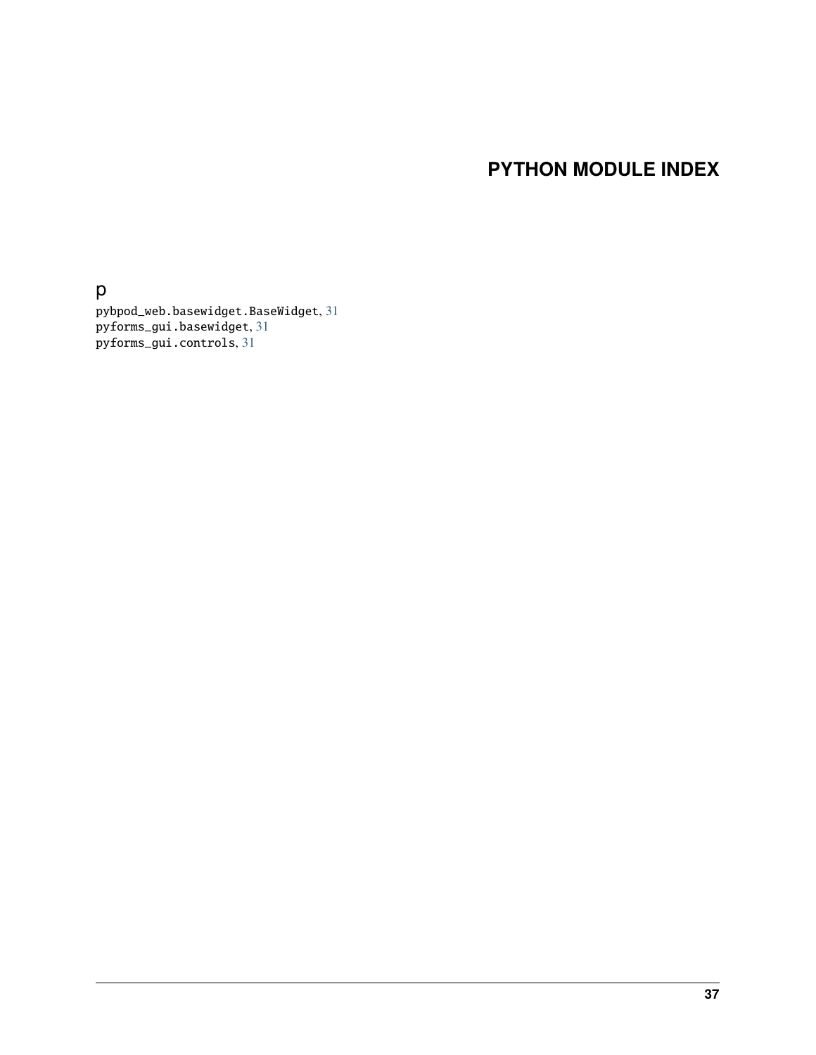# PYTHON MODULE INDEX

## p

pybpod_web.basewidget.BaseWidget, 31
pyforms_gui.basewidget, 31
pyforms_gui.controls, 31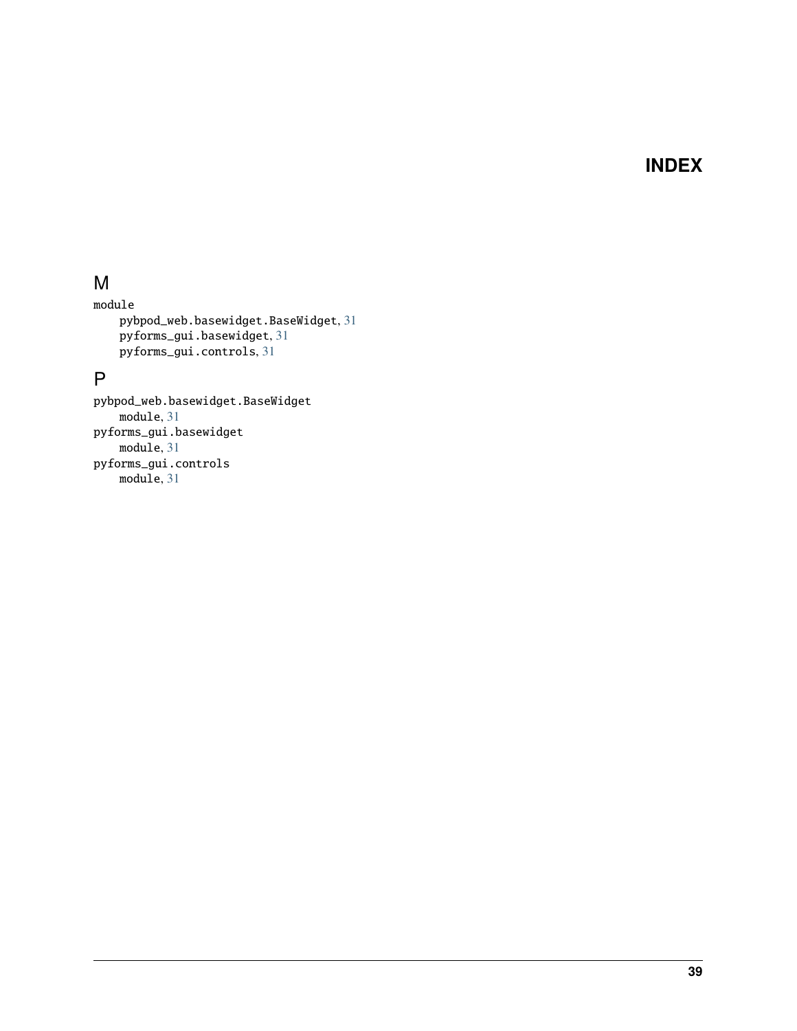# INDEX

## M

module
- pybpod_web.basewidget.BaseWidget, 31
- pyforms_gui.basewidget, 31
- pyforms_gui.controls, 31

## P

pybpod_web.basewidget.BaseWidget
- module, 31

pyforms_gui.basewidget
- module, 31

pyforms_gui.controls
- module, 31